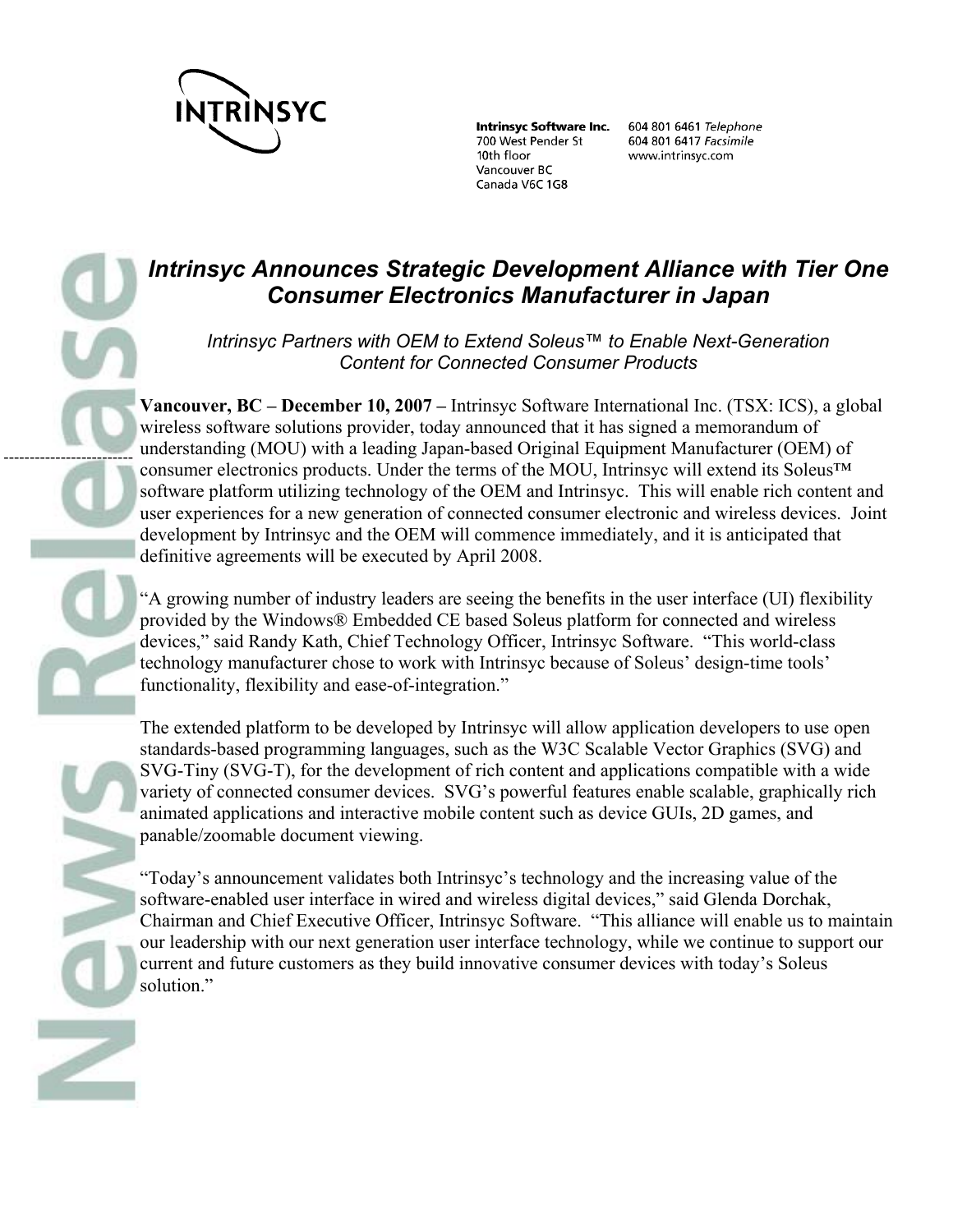**Intrinsyc Software Inc.**
700 West Pender St
10th floor
Vancouver BC
Canada V6C 1G8

604 801 6461 *Telephone*
604 801 6417 *Facsimile*
www.intrinsyc.com

# *Intrinsyc Announces Strategic Development Alliance with Tier One Consumer Electronics Manufacturer in Japan*

*Intrinsyc Partners with OEM to Extend Soleus™ to Enable Next-Generation Content for Connected Consumer Products*

**Vancouver, BC – December 10, 2007 –** Intrinsyc Software International Inc. (TSX: ICS), a global wireless software solutions provider, today announced that it has signed a memorandum of understanding (MOU) with a leading Japan-based Original Equipment Manufacturer (OEM) of consumer electronics products. Under the terms of the MOU, Intrinsyc will extend its Soleus™ software platform utilizing technology of the OEM and Intrinsyc. This will enable rich content and user experiences for a new generation of connected consumer electronic and wireless devices. Joint development by Intrinsyc and the OEM will commence immediately, and it is anticipated that definitive agreements will be executed by April 2008.

"A growing number of industry leaders are seeing the benefits in the user interface (UI) flexibility provided by the Windows® Embedded CE based Soleus platform for connected and wireless devices," said Randy Kath, Chief Technology Officer, Intrinsyc Software. "This world-class technology manufacturer chose to work with Intrinsyc because of Soleus' design-time tools' functionality, flexibility and ease-of-integration."

The extended platform to be developed by Intrinsyc will allow application developers to use open standards-based programming languages, such as the W3C Scalable Vector Graphics (SVG) and SVG-Tiny (SVG-T), for the development of rich content and applications compatible with a wide variety of connected consumer devices. SVG's powerful features enable scalable, graphically rich animated applications and interactive mobile content such as device GUIs, 2D games, and panable/zoomable document viewing.

"Today's announcement validates both Intrinsyc's technology and the increasing value of the software-enabled user interface in wired and wireless digital devices," said Glenda Dorchak, Chairman and Chief Executive Officer, Intrinsyc Software. "This alliance will enable us to maintain our leadership with our next generation user interface technology, while we continue to support our current and future customers as they build innovative consumer devices with today's Soleus solution."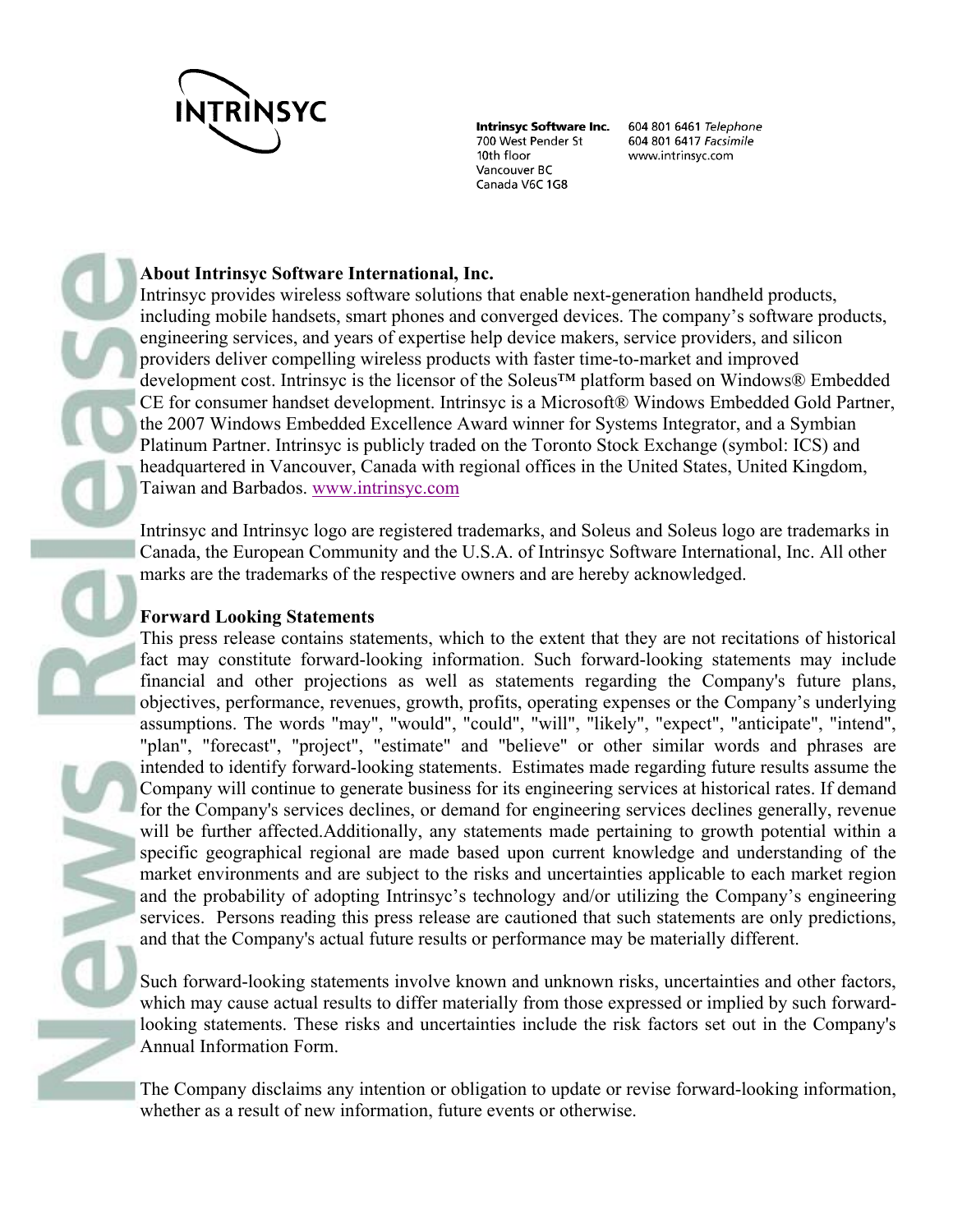**Intrinsyc Software Inc.**
700 West Pender St
10th floor
Vancouver BC
Canada V6C 1G8

604 801 6461 *Telephone*
604 801 6417 *Facsimile*
www.intrinsyc.com

**About Intrinsyc Software International, Inc.**
Intrinsyc provides wireless software solutions that enable next-generation handheld products, including mobile handsets, smart phones and converged devices. The company's software products, engineering services, and years of expertise help device makers, service providers, and silicon providers deliver compelling wireless products with faster time-to-market and improved development cost. Intrinsyc is the licensor of the Soleus™ platform based on Windows® Embedded CE for consumer handset development. Intrinsyc is a Microsoft® Windows Embedded Gold Partner, the 2007 Windows Embedded Excellence Award winner for Systems Integrator, and a Symbian Platinum Partner. Intrinsyc is publicly traded on the Toronto Stock Exchange (symbol: ICS) and headquartered in Vancouver, Canada with regional offices in the United States, United Kingdom, Taiwan and Barbados. www.intrinsyc.com

Intrinsyc and Intrinsyc logo are registered trademarks, and Soleus and Soleus logo are trademarks in Canada, the European Community and the U.S.A. of Intrinsyc Software International, Inc. All other marks are the trademarks of the respective owners and are hereby acknowledged.

**Forward Looking Statements**
This press release contains statements, which to the extent that they are not recitations of historical fact may constitute forward-looking information. Such forward-looking statements may include financial and other projections as well as statements regarding the Company's future plans, objectives, performance, revenues, growth, profits, operating expenses or the Company's underlying assumptions. The words "may", "would", "could", "will", "likely", "expect", "anticipate", "intend", "plan", "forecast", "project", "estimate" and "believe" or other similar words and phrases are intended to identify forward-looking statements. Estimates made regarding future results assume the Company will continue to generate business for its engineering services at historical rates. If demand for the Company's services declines, or demand for engineering services declines generally, revenue will be further affected.Additionally, any statements made pertaining to growth potential within a specific geographical regional are made based upon current knowledge and understanding of the market environments and are subject to the risks and uncertainties applicable to each market region and the probability of adopting Intrinsyc's technology and/or utilizing the Company's engineering services. Persons reading this press release are cautioned that such statements are only predictions, and that the Company's actual future results or performance may be materially different.

Such forward-looking statements involve known and unknown risks, uncertainties and other factors, which may cause actual results to differ materially from those expressed or implied by such forward-looking statements. These risks and uncertainties include the risk factors set out in the Company's Annual Information Form.

The Company disclaims any intention or obligation to update or revise forward-looking information, whether as a result of new information, future events or otherwise.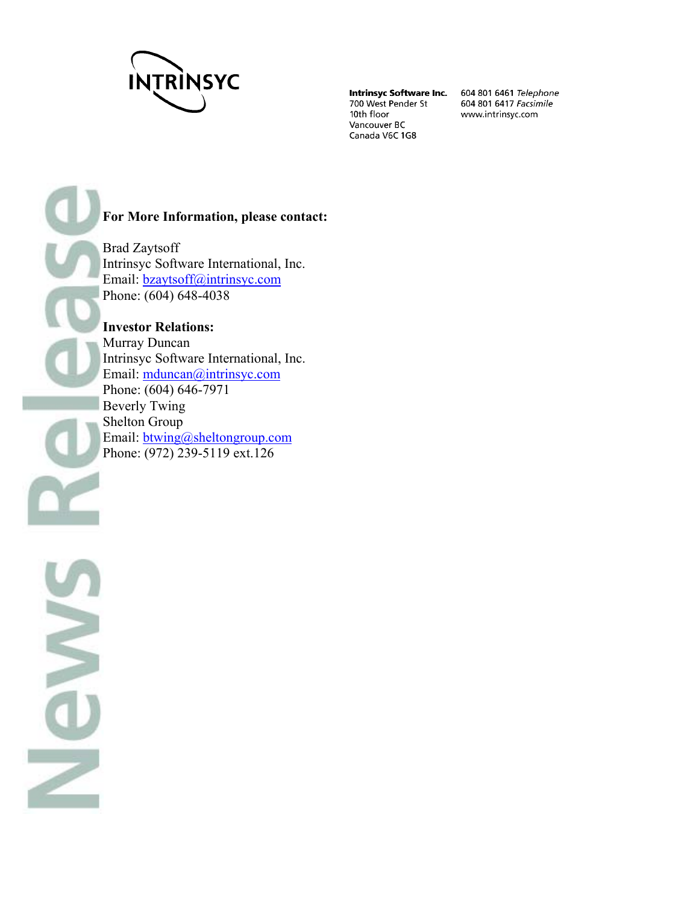INTRINSYC

**Intrinsyc Software Inc.**
700 West Pender St
10th floor
Vancouver BC
Canada V6C 1G8

604 801 6461 *Telephone*
604 801 6417 *Facsimile*
www.intrinsyc.com

News Release

**For More Information, please contact:**

Brad Zaytsoff
Intrinsyc Software International, Inc.
Email: bzaytsoff@intrinsyc.com
Phone: (604) 648-4038

**Investor Relations:**
Murray Duncan
Intrinsyc Software International, Inc.
Email: mduncan@intrinsyc.com
Phone: (604) 646-7971
Beverly Twing
Shelton Group
Email: btwing@sheltongroup.com
Phone: (972) 239-5119 ext.126